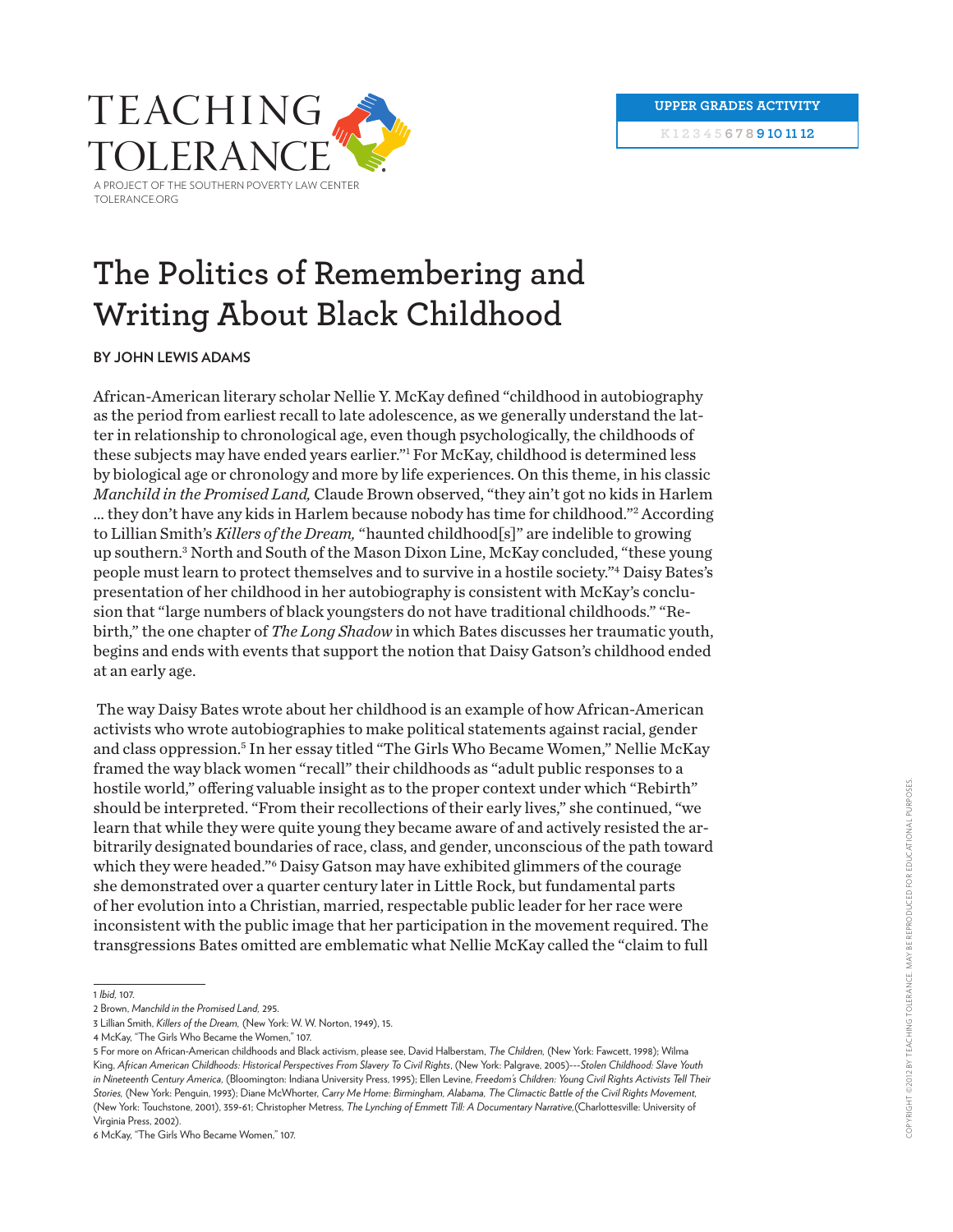# The Politics of Remembering and Writing About Black Childhood

**BY JOHN LEWIS ADAMS**

African-American literary scholar Nellie Y. McKay defined "childhood in autobiography as the period from earliest recall to late adolescence, as we generally understand the latter in relationship to chronological age, even though psychologically, the childhoods of these subjects may have ended years earlier."[1] For McKay, childhood is determined less by biological age or chronology and more by life experiences. On this theme, in his classic *Manchild in the Promised Land,* Claude Brown observed, "they ain't got no kids in Harlem ... they don't have any kids in Harlem because nobody has time for childhood."[2] According to Lillian Smith's *Killers of the Dream,* "haunted childhood[s]" are indelible to growing up southern.[3] North and South of the Mason Dixon Line, McKay concluded, "these young people must learn to protect themselves and to survive in a hostile society."[4] Daisy Bates's presentation of her childhood in her autobiography is consistent with McKay's conclusion that "large numbers of black youngsters do not have traditional childhoods." "Rebirth," the one chapter of *The Long Shadow* in which Bates discusses her traumatic youth, begins and ends with events that support the notion that Daisy Gatson's childhood ended at an early age.

The way Daisy Bates wrote about her childhood is an example of how African-American activists who wrote autobiographies to make political statements against racial, gender and class oppression.[5] In her essay titled "The Girls Who Became Women," Nellie McKay framed the way black women "recall" their childhoods as "adult public responses to a hostile world," offering valuable insight as to the proper context under which "Rebirth" should be interpreted. "From their recollections of their early lives," she continued, "we learn that while they were quite young they became aware of and actively resisted the arbitrarily designated boundaries of race, class, and gender, unconscious of the path toward which they were headed."[6] Daisy Gatson may have exhibited glimmers of the courage she demonstrated over a quarter century later in Little Rock, but fundamental parts of her evolution into a Christian, married, respectable public leader for her race were inconsistent with the public image that her participation in the movement required. The transgressions Bates omitted are emblematic what Nellie McKay called the "claim to full

---

1 *Ibid,* 107.

2 Brown, *Manchild in the Promised Land,* 295.

3 Lillian Smith, *Killers of the Dream,* (New York: W. W. Norton, 1949), 15.

4 McKay, "The Girls Who Became the Women," 107.

5 For more on African-American childhoods and Black activism, please see, David Halberstam, *The Children,* (New York: Fawcett, 1998); Wilma King, *African American Childhoods: Historical Perspectives From Slavery To Civil Rights*, (New York: Palgrave, 2005)---*Stolen Childhood: Slave Youth in Nineteenth Century America*, (Bloomington: Indiana University Press, 1995); Ellen Levine, *Freedom's Children: Young Civil Rights Activists Tell Their Stories,* (New York: Penguin, 1993); Diane McWhorter, *Carry Me Home: Birmingham, Alabama, The Climactic Battle of the Civil Rights Movement,* (New York: Touchstone, 2001), 359-61; Christopher Metress, *The Lynching of Emmett Till: A Documentary Narrative*,(Charlottesville: University of Virginia Press, 2002).

6 McKay, "The Girls Who Became Women," 107.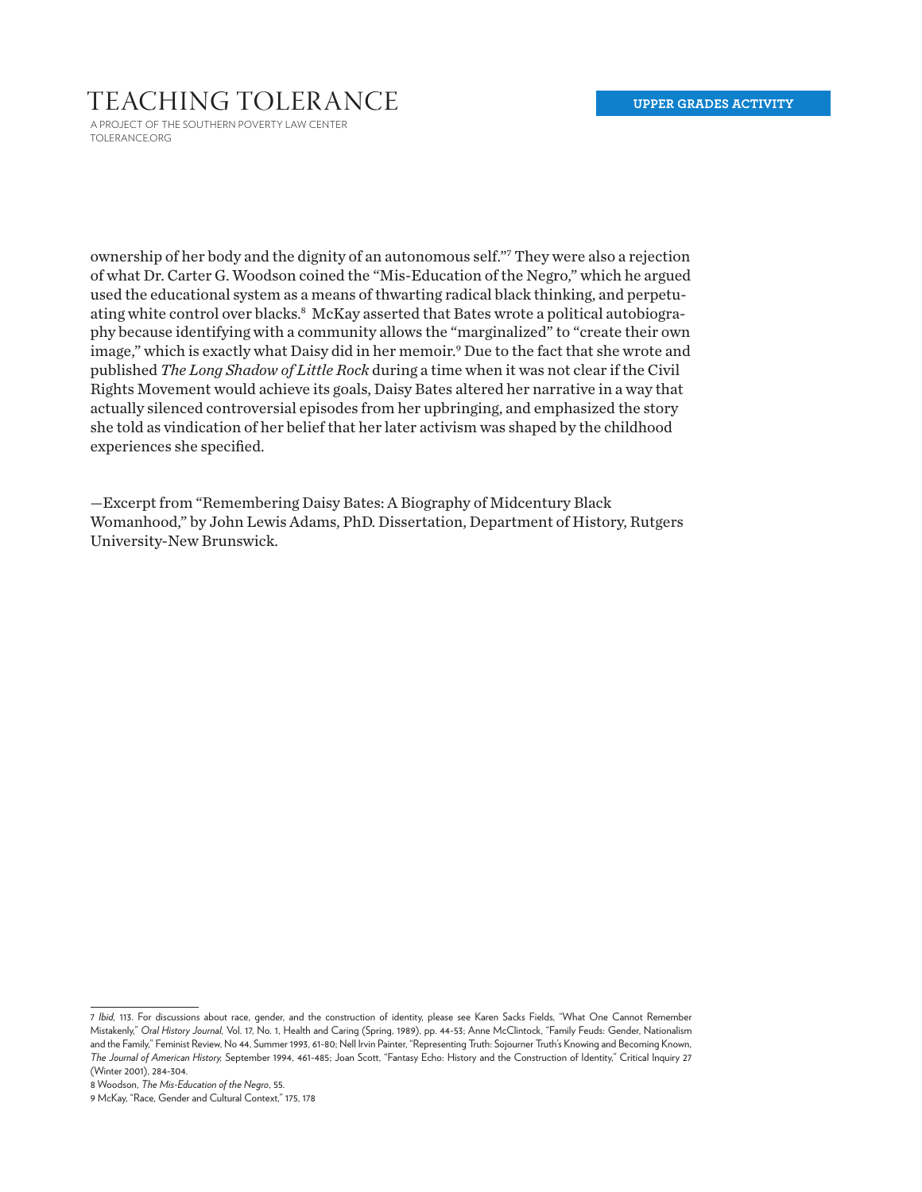ownership of her body and the dignity of an autonomous self."[7] They were also a rejection of what Dr. Carter G. Woodson coined the "Mis-Education of the Negro," which he argued used the educational system as a means of thwarting radical black thinking, and perpetuating white control over blacks.[8] McKay asserted that Bates wrote a political autobiography because identifying with a community allows the "marginalized" to "create their own image," which is exactly what Daisy did in her memoir.[9] Due to the fact that she wrote and published *The Long Shadow of Little Rock* during a time when it was not clear if the Civil Rights Movement would achieve its goals, Daisy Bates altered her narrative in a way that actually silenced controversial episodes from her upbringing, and emphasized the story she told as vindication of her belief that her later activism was shaped by the childhood experiences she specified.

—Excerpt from "Remembering Daisy Bates: A Biography of Midcentury Black Womanhood," by John Lewis Adams, PhD. Dissertation, Department of History, Rutgers University-New Brunswick.

---

7 *Ibid*, 113. For discussions about race, gender, and the construction of identity, please see Karen Sacks Fields, "What One Cannot Remember Mistakenly," *Oral History Journal*, Vol. 17, No. 1, Health and Caring (Spring, 1989), pp. 44-53; Anne McClintock, "Family Feuds: Gender, Nationalism and the Family," Feminist Review, No 44, Summer 1993, 61-80; Nell Irvin Painter, "Representing Truth: Sojourner Truth's Knowing and Becoming Known, *The Journal of American History*, September 1994, 461-485; Joan Scott, "Fantasy Echo: History and the Construction of Identity," Critical Inquiry 27 (Winter 2001), 284-304.

8 Woodson, *The Mis-Education of the Negro*, 55.

9 McKay, "Race, Gender and Cultural Context," 175, 178